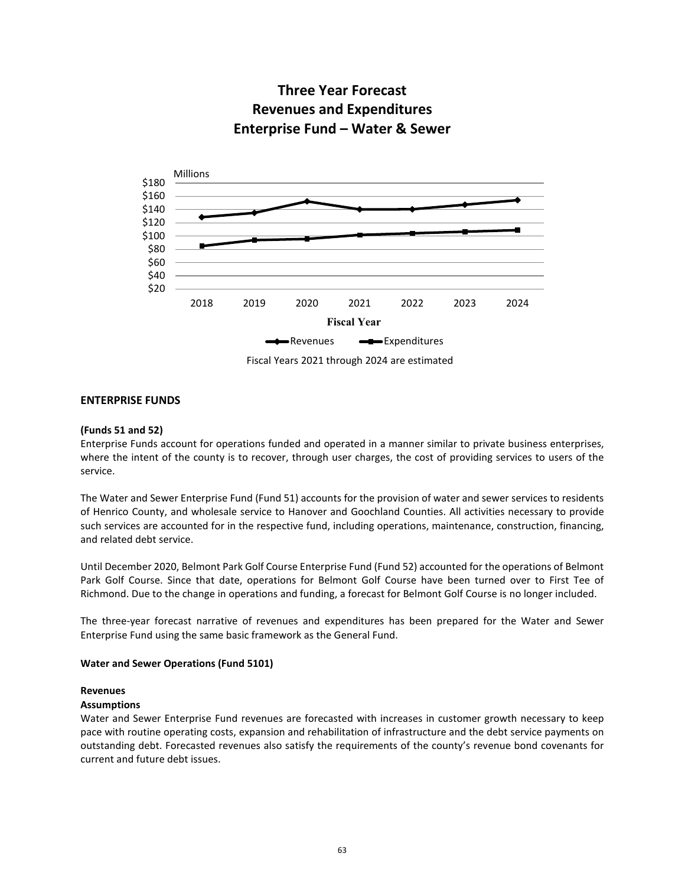# Three Year Forecast
# Revenues and Expenditures
# Enterprise Fund – Water & Sewer

Fiscal Years 2021 through 2024 are estimated

## ENTERPRISE FUNDS

**(Funds 51 and 52)**

Enterprise Funds account for operations funded and operated in a manner similar to private business enterprises, where the intent of the county is to recover, through user charges, the cost of providing services to users of the service.

The Water and Sewer Enterprise Fund (Fund 51) accounts for the provision of water and sewer services to residents of Henrico County, and wholesale service to Hanover and Goochland Counties. All activities necessary to provide such services are accounted for in the respective fund, including operations, maintenance, construction, financing, and related debt service.

Until December 2020, Belmont Park Golf Course Enterprise Fund (Fund 52) accounted for the operations of Belmont Park Golf Course. Since that date, operations for Belmont Golf Course have been turned over to First Tee of Richmond. Due to the change in operations and funding, a forecast for Belmont Golf Course is no longer included.

The three-year forecast narrative of revenues and expenditures has been prepared for the Water and Sewer Enterprise Fund using the same basic framework as the General Fund.

**Water and Sewer Operations (Fund 5101)**

**Revenues**

**Assumptions**

Water and Sewer Enterprise Fund revenues are forecasted with increases in customer growth necessary to keep pace with routine operating costs, expansion and rehabilitation of infrastructure and the debt service payments on outstanding debt. Forecasted revenues also satisfy the requirements of the county's revenue bond covenants for current and future debt issues.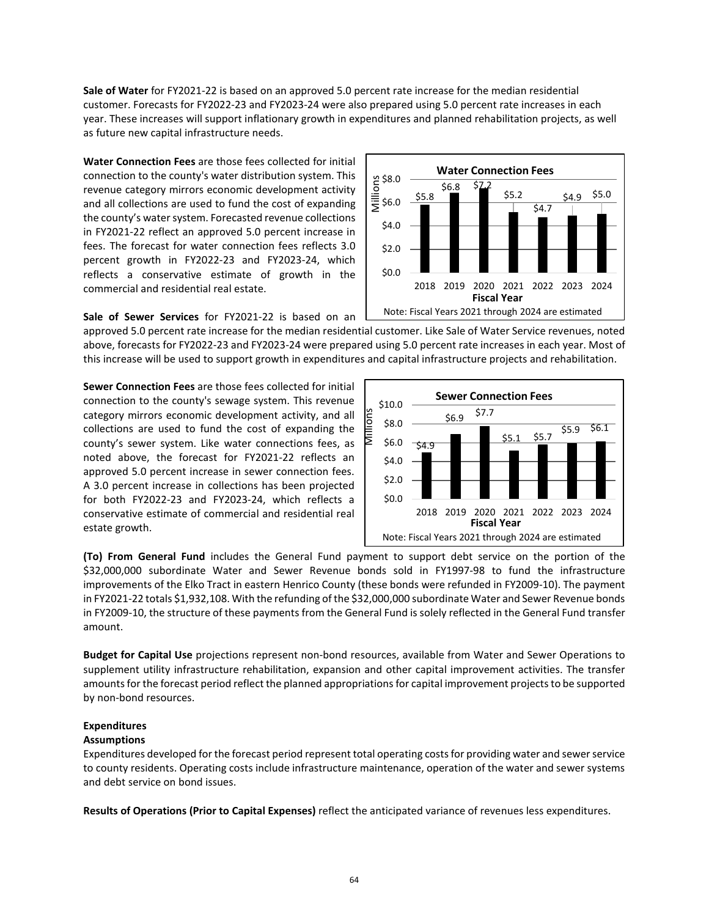**Sale of Water** for FY2021-22 is based on an approved 5.0 percent rate increase for the median residential customer. Forecasts for FY2022-23 and FY2023-24 were also prepared using 5.0 percent rate increases in each year. These increases will support inflationary growth in expenditures and planned rehabilitation projects, as well as future new capital infrastructure needs.

**Water Connection Fees** are those fees collected for initial connection to the county's water distribution system. This revenue category mirrors economic development activity and all collections are used to fund the cost of expanding the county's water system. Forecasted revenue collections in FY2021-22 reflect an approved 5.0 percent increase in fees. The forecast for water connection fees reflects 3.0 percent growth in FY2022-23 and FY2023-24, which reflects a conservative estimate of growth in the commercial and residential real estate.

**Water Connection Fees**

| Fiscal Year | Millions |
|---|---|
| 2018 | $5.8 |
| 2019 | $6.8 |
| 2020 | $7.2 |
| 2021 | $5.2 |
| 2022 | $4.7 |
| 2023 | $4.9 |
| 2024 | $5.0 |

Note: Fiscal Years 2021 through 2024 are estimated

**Sale of Sewer Services** for FY2021-22 is based on an approved 5.0 percent rate increase for the median residential customer. Like Sale of Water Service revenues, noted above, forecasts for FY2022-23 and FY2023-24 were prepared using 5.0 percent rate increases in each year. Most of this increase will be used to support growth in expenditures and capital infrastructure projects and rehabilitation.

**Sewer Connection Fees** are those fees collected for initial connection to the county's sewage system. This revenue category mirrors economic development activity, and all collections are used to fund the cost of expanding the county's sewer system. Like water connections fees, as noted above, the forecast for FY2021-22 reflects an approved 5.0 percent increase in sewer connection fees. A 3.0 percent increase in collections has been projected for both FY2022-23 and FY2023-24, which reflects a conservative estimate of commercial and residential real estate growth.

**Sewer Connection Fees**

| Fiscal Year | Millions |
|---|---|
| 2018 | $4.9 |
| 2019 | $6.9 |
| 2020 | $7.7 |
| 2021 | $5.1 |
| 2022 | $5.7 |
| 2023 | $5.9 |
| 2024 | $6.1 |

Note: Fiscal Years 2021 through 2024 are estimated

**(To) From General Fund** includes the General Fund payment to support debt service on the portion of the $32,000,000 subordinate Water and Sewer Revenue bonds sold in FY1997-98 to fund the infrastructure improvements of the Elko Tract in eastern Henrico County (these bonds were refunded in FY2009-10). The payment in FY2021-22 totals $1,932,108. With the refunding of the $32,000,000 subordinate Water and Sewer Revenue bonds in FY2009-10, the structure of these payments from the General Fund is solely reflected in the General Fund transfer amount.

**Budget for Capital Use** projections represent non-bond resources, available from Water and Sewer Operations to supplement utility infrastructure rehabilitation, expansion and other capital improvement activities. The transfer amounts for the forecast period reflect the planned appropriations for capital improvement projects to be supported by non-bond resources.

**Expenditures**

**Assumptions**

Expenditures developed for the forecast period represent total operating costs for providing water and sewer service to county residents. Operating costs include infrastructure maintenance, operation of the water and sewer systems and debt service on bond issues.

**Results of Operations (Prior to Capital Expenses)** reflect the anticipated variance of revenues less expenditures.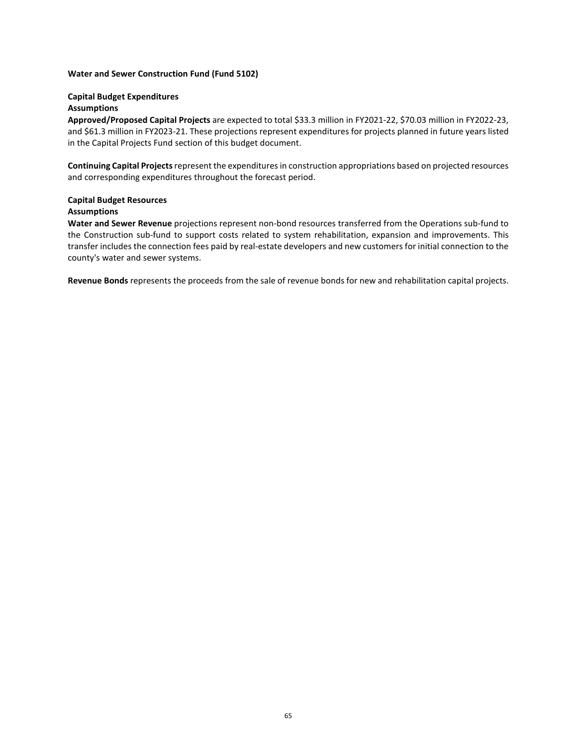**Water and Sewer Construction Fund (Fund 5102)**

**Capital Budget Expenditures**

**Assumptions**

**Approved/Proposed Capital Projects** are expected to total $33.3 million in FY2021-22, $70.03 million in FY2022-23, and $61.3 million in FY2023-21. These projections represent expenditures for projects planned in future years listed in the Capital Projects Fund section of this budget document.

**Continuing Capital Projects** represent the expenditures in construction appropriations based on projected resources and corresponding expenditures throughout the forecast period.

**Capital Budget Resources**

**Assumptions**

**Water and Sewer Revenue** projections represent non-bond resources transferred from the Operations sub-fund to the Construction sub-fund to support costs related to system rehabilitation, expansion and improvements. This transfer includes the connection fees paid by real-estate developers and new customers for initial connection to the county's water and sewer systems.

**Revenue Bonds** represents the proceeds from the sale of revenue bonds for new and rehabilitation capital projects.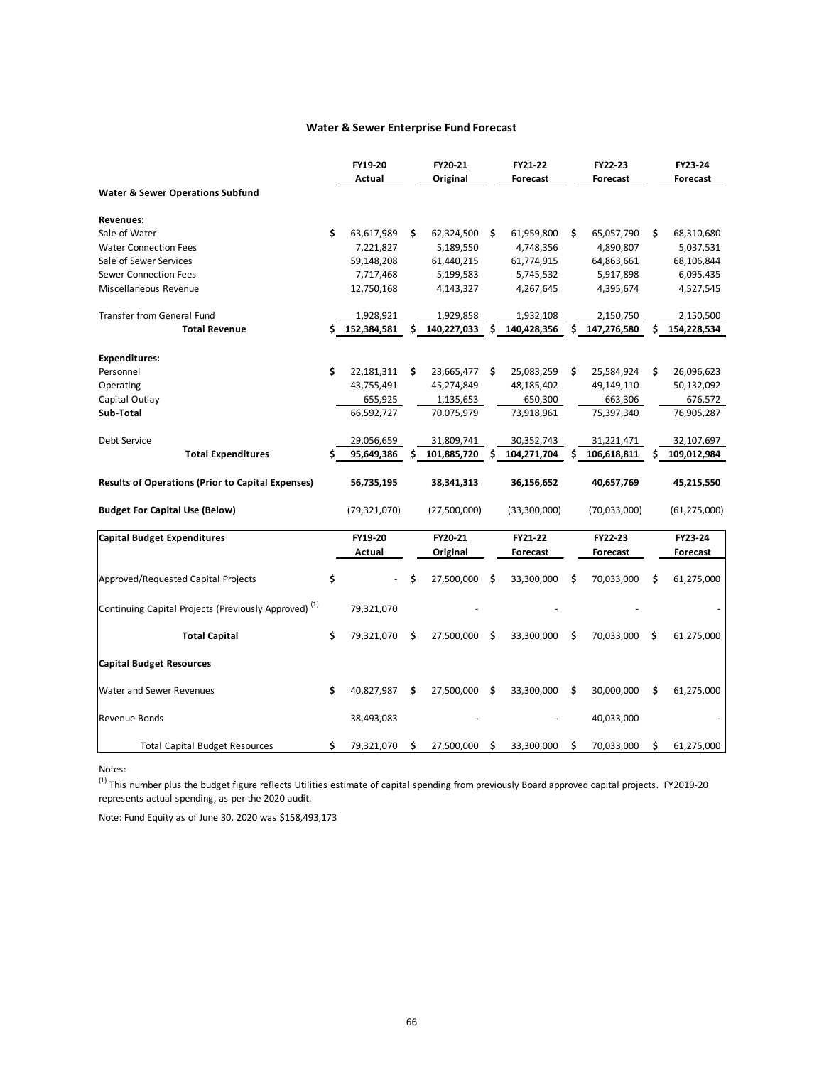## Water & Sewer Enterprise Fund Forecast

| | FY19-20 Actual | FY20-21 Original | FY21-22 Forecast | FY22-23 Forecast | FY23-24 Forecast |
|---|---|---|---|---|---|
| **Water & Sewer Operations Subfund** | | | | | |
| **Revenues:** | | | | | |
| Sale of Water | $ 63,617,989 | $ 62,324,500 | $ 61,959,800 | $ 65,057,790 | $ 68,310,680 |
| Water Connection Fees | 7,221,827 | 5,189,550 | 4,748,356 | 4,890,807 | 5,037,531 |
| Sale of Sewer Services | 59,148,208 | 61,440,215 | 61,774,915 | 64,863,661 | 68,106,844 |
| Sewer Connection Fees | 7,717,468 | 5,199,583 | 5,745,532 | 5,917,898 | 6,095,435 |
| Miscellaneous Revenue | 12,750,168 | 4,143,327 | 4,267,645 | 4,395,674 | 4,527,545 |
| Transfer from General Fund | 1,928,921 | 1,929,858 | 1,932,108 | 2,150,750 | 2,150,500 |
| **Total Revenue** | **$ 152,384,581** | **$ 140,227,033** | **$ 140,428,356** | **$ 147,276,580** | **$ 154,228,534** |
| **Expenditures:** | | | | | |
| Personnel | $ 22,181,311 | $ 23,665,477 | $ 25,083,259 | $ 25,584,924 | $ 26,096,623 |
| Operating | 43,755,491 | 45,274,849 | 48,185,402 | 49,149,110 | 50,132,092 |
| Capital Outlay | 655,925 | 1,135,653 | 650,300 | 663,306 | 676,572 |
| **Sub-Total** | 66,592,727 | 70,075,979 | 73,918,961 | 75,397,340 | 76,905,287 |
| Debt Service | 29,056,659 | 31,809,741 | 30,352,743 | 31,221,471 | 32,107,697 |
| **Total Expenditures** | **$ 95,649,386** | **$ 101,885,720** | **$ 104,271,704** | **$ 106,618,811** | **$ 109,012,984** |
| **Results of Operations (Prior to Capital Expenses)** | **56,735,195** | **38,341,313** | **36,156,652** | **40,657,769** | **45,215,550** |
| **Budget For Capital Use (Below)** | (79,321,070) | (27,500,000) | (33,300,000) | (70,033,000) | (61,275,000) |

| **Capital Budget Expenditures** | **FY19-20 Actual** | **FY20-21 Original** | **FY21-22 Forecast** | **FY22-23 Forecast** | **FY23-24 Forecast** |
|---|---|---|---|---|---|
| Approved/Requested Capital Projects | $ - | $ 27,500,000 | $ 33,300,000 | $ 70,033,000 | $ 61,275,000 |
| Continuing Capital Projects (Previously Approved) [1] | 79,321,070 | - | - | - | - |
| **Total Capital** | $ 79,321,070 | $ 27,500,000 | $ 33,300,000 | $ 70,033,000 | $ 61,275,000 |
| **Capital Budget Resources** | | | | | |
| Water and Sewer Revenues | $ 40,827,987 | $ 27,500,000 | $ 33,300,000 | $ 30,000,000 | $ 61,275,000 |
| Revenue Bonds | 38,493,083 | - | - | 40,033,000 | - |
| Total Capital Budget Resources | $ 79,321,070 | $ 27,500,000 | $ 33,300,000 | $ 70,033,000 | $ 61,275,000 |

Notes:

[1] This number plus the budget figure reflects Utilities estimate of capital spending from previously Board approved capital projects. FY2019-20 represents actual spending, as per the 2020 audit.

Note: Fund Equity as of June 30, 2020 was $158,493,173